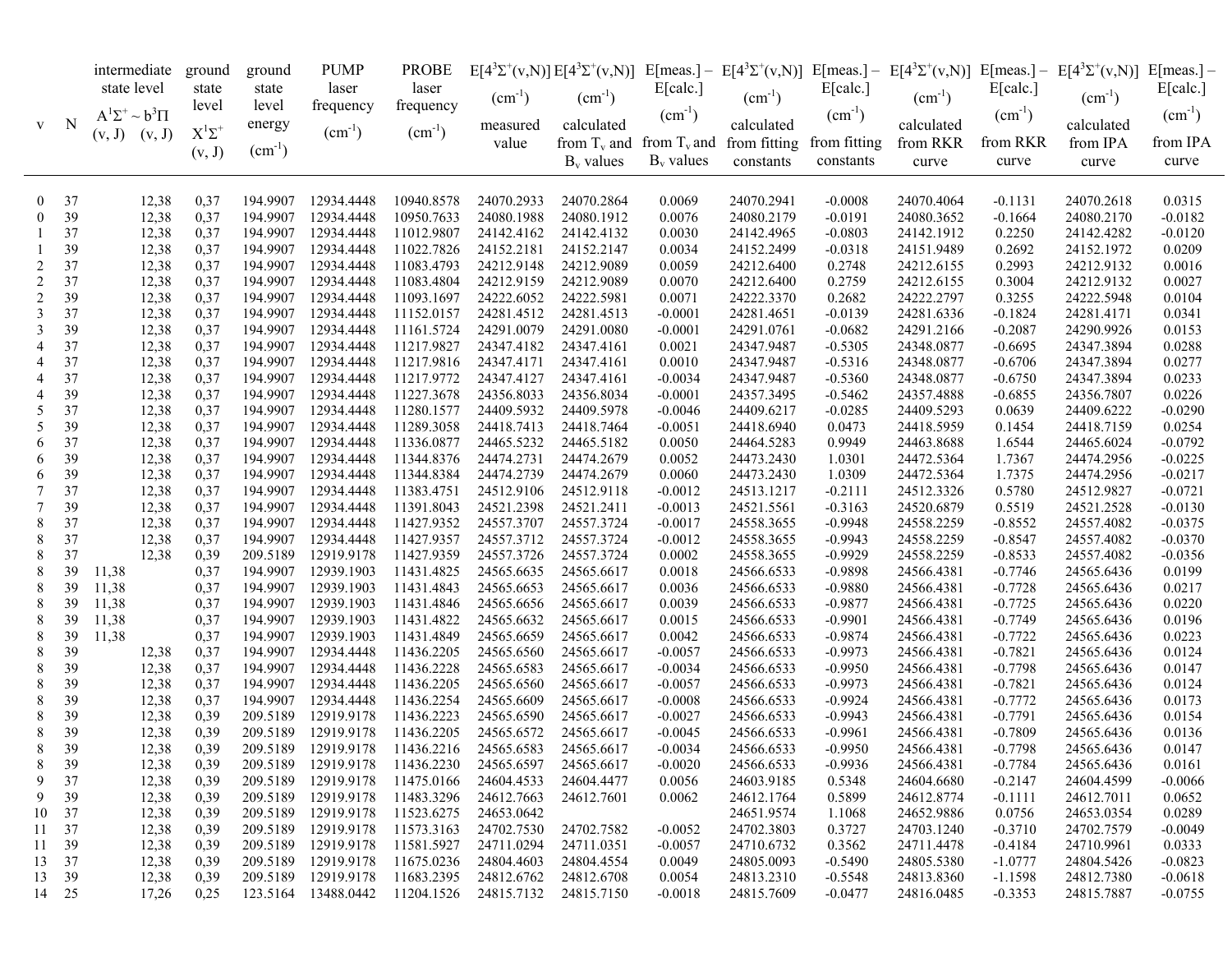| v | N | intermediate state level $A^1\Sigma^+ \sim b^3\Pi$ (v, J) | (v, J) | ground state level $X^1\Sigma^+$ (v, J) | ground state level energy ($cm^{-1}$) | PUMP laser frequency ($cm^{-1}$) | PROBE laser frequency ($cm^{-1}$) | $E[4^3\Sigma^+(v,N)]$ ($cm^{-1}$) measured value | $E[4^3\Sigma^+(v,N)]$ ($cm^{-1}$) calculated from $T_v$ and $B_v$ values | E[meas.] – E[calc.] ($cm^{-1}$) from $T_v$ and $B_v$ values | $E[4^3\Sigma^+(v,N)]$ ($cm^{-1}$) calculated from fitting constants | E[meas.] – E[calc.] ($cm^{-1}$) from fitting constants | $E[4^3\Sigma^+(v,N)]$ ($cm^{-1}$) calculated from RKR curve | E[meas.] – E[calc.] ($cm^{-1}$) from RKR curve | $E[4^3\Sigma^+(v,N)]$ ($cm^{-1}$) calculated from IPA curve | E[meas.] – E[calc.] ($cm^{-1}$) from IPA curve |
|---|---|---|---|---|---|---|---|---|---|---|---|---|---|---|---|---|
| 0 | 37 | | 12,38 | 0,37 | 194.9907 | 12934.4448 | 10940.8578 | 24070.2933 | 24070.2864 | 0.0069 | 24070.2941 | -0.0008 | 24070.4064 | -0.1131 | 24070.2618 | 0.0315 |
| 0 | 39 | | 12,38 | 0,37 | 194.9907 | 12934.4448 | 10950.7633 | 24080.1988 | 24080.1912 | 0.0076 | 24080.2179 | -0.0191 | 24080.3652 | -0.1664 | 24080.2170 | -0.0182 |
| 1 | 37 | | 12,38 | 0,37 | 194.9907 | 12934.4448 | 11012.9807 | 24142.4162 | 24142.4132 | 0.0030 | 24142.4965 | -0.0803 | 24142.1912 | 0.2250 | 24142.4282 | -0.0120 |
| 1 | 39 | | 12,38 | 0,37 | 194.9907 | 12934.4448 | 11022.7826 | 24152.2181 | 24152.2147 | 0.0034 | 24152.2499 | -0.0318 | 24151.9489 | 0.2692 | 24152.1972 | 0.0209 |
| 2 | 37 | | 12,38 | 0,37 | 194.9907 | 12934.4448 | 11083.4793 | 24212.9148 | 24212.9089 | 0.0059 | 24212.6400 | 0.2748 | 24212.6155 | 0.2993 | 24212.9132 | 0.0016 |
| 2 | 37 | | 12,38 | 0,37 | 194.9907 | 12934.4448 | 11083.4804 | 24212.9159 | 24212.9089 | 0.0070 | 24212.6400 | 0.2759 | 24212.6155 | 0.3004 | 24212.9132 | 0.0027 |
| 2 | 39 | | 12,38 | 0,37 | 194.9907 | 12934.4448 | 11093.1697 | 24222.6052 | 24222.5981 | 0.0071 | 24222.3370 | 0.2682 | 24222.2797 | 0.3255 | 24222.5948 | 0.0104 |
| 3 | 37 | | 12,38 | 0,37 | 194.9907 | 12934.4448 | 11152.0157 | 24281.4512 | 24281.4513 | -0.0001 | 24281.4651 | -0.0139 | 24281.6336 | -0.1824 | 24281.4171 | 0.0341 |
| 3 | 39 | | 12,38 | 0,37 | 194.9907 | 12934.4448 | 11161.5724 | 24291.0079 | 24291.0080 | -0.0001 | 24291.0761 | -0.0682 | 24291.2166 | -0.2087 | 24290.9926 | 0.0153 |
| 4 | 37 | | 12,38 | 0,37 | 194.9907 | 12934.4448 | 11217.9827 | 24347.4182 | 24347.4161 | 0.0021 | 24347.9487 | -0.5305 | 24348.0877 | -0.6695 | 24347.3894 | 0.0288 |
| 4 | 37 | | 12,38 | 0,37 | 194.9907 | 12934.4448 | 11217.9816 | 24347.4171 | 24347.4161 | 0.0010 | 24347.9487 | -0.5316 | 24348.0877 | -0.6706 | 24347.3894 | 0.0277 |
| 4 | 37 | | 12,38 | 0,37 | 194.9907 | 12934.4448 | 11217.9772 | 24347.4127 | 24347.4161 | -0.0034 | 24347.9487 | -0.5360 | 24348.0877 | -0.6750 | 24347.3894 | 0.0233 |
| 4 | 39 | | 12,38 | 0,37 | 194.9907 | 12934.4448 | 11227.3678 | 24356.8033 | 24356.8034 | -0.0001 | 24357.3495 | -0.5462 | 24357.4888 | -0.6855 | 24356.7807 | 0.0226 |
| 5 | 37 | | 12,38 | 0,37 | 194.9907 | 12934.4448 | 11280.1577 | 24409.5932 | 24409.5978 | -0.0046 | 24409.6217 | -0.0285 | 24409.5293 | 0.0639 | 24409.6222 | -0.0290 |
| 5 | 39 | | 12,38 | 0,37 | 194.9907 | 12934.4448 | 11289.3058 | 24418.7413 | 24418.7464 | -0.0051 | 24418.6940 | 0.0473 | 24418.5959 | 0.1454 | 24418.7159 | 0.0254 |
| 6 | 37 | | 12,38 | 0,37 | 194.9907 | 12934.4448 | 11336.0877 | 24465.5232 | 24465.5182 | 0.0050 | 24464.5283 | 0.9949 | 24463.8688 | 1.6544 | 24465.6024 | -0.0792 |
| 6 | 39 | | 12,38 | 0,37 | 194.9907 | 12934.4448 | 11344.8376 | 24474.2731 | 24474.2679 | 0.0052 | 24473.2430 | 1.0301 | 24472.5364 | 1.7367 | 24474.2956 | -0.0225 |
| 6 | 39 | | 12,38 | 0,37 | 194.9907 | 12934.4448 | 11344.8384 | 24474.2739 | 24474.2679 | 0.0060 | 24473.2430 | 1.0309 | 24472.5364 | 1.7375 | 24474.2956 | -0.0217 |
| 7 | 37 | | 12,38 | 0,37 | 194.9907 | 12934.4448 | 11383.4751 | 24512.9106 | 24512.9118 | -0.0012 | 24513.1217 | -0.2111 | 24512.3326 | 0.5780 | 24512.9827 | -0.0721 |
| 7 | 39 | | 12,38 | 0,37 | 194.9907 | 12934.4448 | 11391.8043 | 24521.2398 | 24521.2411 | -0.0013 | 24521.5561 | -0.3163 | 24520.6879 | 0.5519 | 24521.2528 | -0.0130 |
| 8 | 37 | | 12,38 | 0,37 | 194.9907 | 12934.4448 | 11427.9352 | 24557.3707 | 24557.3724 | -0.0017 | 24558.3655 | -0.9948 | 24558.2259 | -0.8552 | 24557.4082 | -0.0375 |
| 8 | 37 | | 12,38 | 0,37 | 194.9907 | 12934.4448 | 11427.9357 | 24557.3712 | 24557.3724 | -0.0012 | 24558.3655 | -0.9943 | 24558.2259 | -0.8547 | 24557.4082 | -0.0370 |
| 8 | 37 | | 12,38 | 0,39 | 209.5189 | 12919.9178 | 11427.9359 | 24557.3726 | 24557.3724 | 0.0002 | 24558.3655 | -0.9929 | 24558.2259 | -0.8533 | 24557.4082 | -0.0356 |
| 8 | 39 | 11,38 | | 0,37 | 194.9907 | 12939.1903 | 11431.4825 | 24565.6635 | 24565.6617 | 0.0018 | 24566.6533 | -0.9898 | 24566.4381 | -0.7746 | 24565.6436 | 0.0199 |
| 8 | 39 | 11,38 | | 0,37 | 194.9907 | 12939.1903 | 11431.4843 | 24565.6653 | 24565.6617 | 0.0036 | 24566.6533 | -0.9880 | 24566.4381 | -0.7728 | 24565.6436 | 0.0217 |
| 8 | 39 | 11,38 | | 0,37 | 194.9907 | 12939.1903 | 11431.4846 | 24565.6656 | 24565.6617 | 0.0039 | 24566.6533 | -0.9877 | 24566.4381 | -0.7725 | 24565.6436 | 0.0220 |
| 8 | 39 | 11,38 | | 0,37 | 194.9907 | 12939.1903 | 11431.4822 | 24565.6632 | 24565.6617 | 0.0015 | 24566.6533 | -0.9901 | 24566.4381 | -0.7749 | 24565.6436 | 0.0196 |
| 8 | 39 | 11,38 | | 0,37 | 194.9907 | 12939.1903 | 11431.4849 | 24565.6659 | 24565.6617 | 0.0042 | 24566.6533 | -0.9874 | 24566.4381 | -0.7722 | 24565.6436 | 0.0223 |
| 8 | 39 | | 12,38 | 0,37 | 194.9907 | 12934.4448 | 11436.2205 | 24565.6560 | 24565.6617 | -0.0057 | 24566.6533 | -0.9973 | 24566.4381 | -0.7821 | 24565.6436 | 0.0124 |
| 8 | 39 | | 12,38 | 0,37 | 194.9907 | 12934.4448 | 11436.2228 | 24565.6583 | 24565.6617 | -0.0034 | 24566.6533 | -0.9950 | 24566.4381 | -0.7798 | 24565.6436 | 0.0147 |
| 8 | 39 | | 12,38 | 0,37 | 194.9907 | 12934.4448 | 11436.2205 | 24565.6560 | 24565.6617 | -0.0057 | 24566.6533 | -0.9973 | 24566.4381 | -0.7821 | 24565.6436 | 0.0124 |
| 8 | 39 | | 12,38 | 0,37 | 194.9907 | 12934.4448 | 11436.2254 | 24565.6609 | 24565.6617 | -0.0008 | 24566.6533 | -0.9924 | 24566.4381 | -0.7772 | 24565.6436 | 0.0173 |
| 8 | 39 | | 12,38 | 0,39 | 209.5189 | 12919.9178 | 11436.2223 | 24565.6590 | 24565.6617 | -0.0027 | 24566.6533 | -0.9943 | 24566.4381 | -0.7791 | 24565.6436 | 0.0154 |
| 8 | 39 | | 12,38 | 0,39 | 209.5189 | 12919.9178 | 11436.2205 | 24565.6572 | 24565.6617 | -0.0045 | 24566.6533 | -0.9961 | 24566.4381 | -0.7809 | 24565.6436 | 0.0136 |
| 8 | 39 | | 12,38 | 0,39 | 209.5189 | 12919.9178 | 11436.2216 | 24565.6583 | 24565.6617 | -0.0034 | 24566.6533 | -0.9950 | 24566.4381 | -0.7798 | 24565.6436 | 0.0147 |
| 8 | 39 | | 12,38 | 0,39 | 209.5189 | 12919.9178 | 11436.2230 | 24565.6597 | 24565.6617 | -0.0020 | 24566.6533 | -0.9936 | 24566.4381 | -0.7784 | 24565.6436 | 0.0161 |
| 9 | 37 | | 12,38 | 0,39 | 209.5189 | 12919.9178 | 11475.0166 | 24604.4533 | 24604.4477 | 0.0056 | 24603.9185 | 0.5348 | 24604.6680 | -0.2147 | 24604.4599 | -0.0066 |
| 9 | 39 | | 12,38 | 0,39 | 209.5189 | 12919.9178 | 11483.3296 | 24612.7663 | 24612.7601 | 0.0062 | 24612.1764 | 0.5899 | 24612.8774 | -0.1111 | 24612.7011 | 0.0652 |
| 10 | 37 | | 12,38 | 0,39 | 209.5189 | 12919.9178 | 11523.6275 | 24653.0642 | | | 24651.9574 | 1.1068 | 24652.9886 | 0.0756 | 24653.0354 | 0.0289 |
| 11 | 37 | | 12,38 | 0,39 | 209.5189 | 12919.9178 | 11573.3163 | 24702.7530 | 24702.7582 | -0.0052 | 24702.3803 | 0.3727 | 24703.1240 | -0.3710 | 24702.7579 | -0.0049 |
| 11 | 39 | | 12,38 | 0,39 | 209.5189 | 12919.9178 | 11581.5927 | 24711.0294 | 24711.0351 | -0.0057 | 24710.6732 | 0.3562 | 24711.4478 | -0.4184 | 24710.9961 | 0.0333 |
| 13 | 37 | | 12,38 | 0,39 | 209.5189 | 12919.9178 | 11675.0236 | 24804.4603 | 24804.4554 | 0.0049 | 24805.0093 | -0.5490 | 24805.5380 | -1.0777 | 24804.5426 | -0.0823 |
| 13 | 39 | | 12,38 | 0,39 | 209.5189 | 12919.9178 | 11683.2395 | 24812.6762 | 24812.6708 | 0.0054 | 24813.2310 | -0.5548 | 24813.8360 | -1.1598 | 24812.7380 | -0.0618 |
| 14 | 25 | | 17,26 | 0,25 | 123.5164 | 13488.0442 | 11204.1526 | 24815.7132 | 24815.7150 | -0.0018 | 24815.7609 | -0.0477 | 24816.0485 | -0.3353 | 24815.7887 | -0.0755 |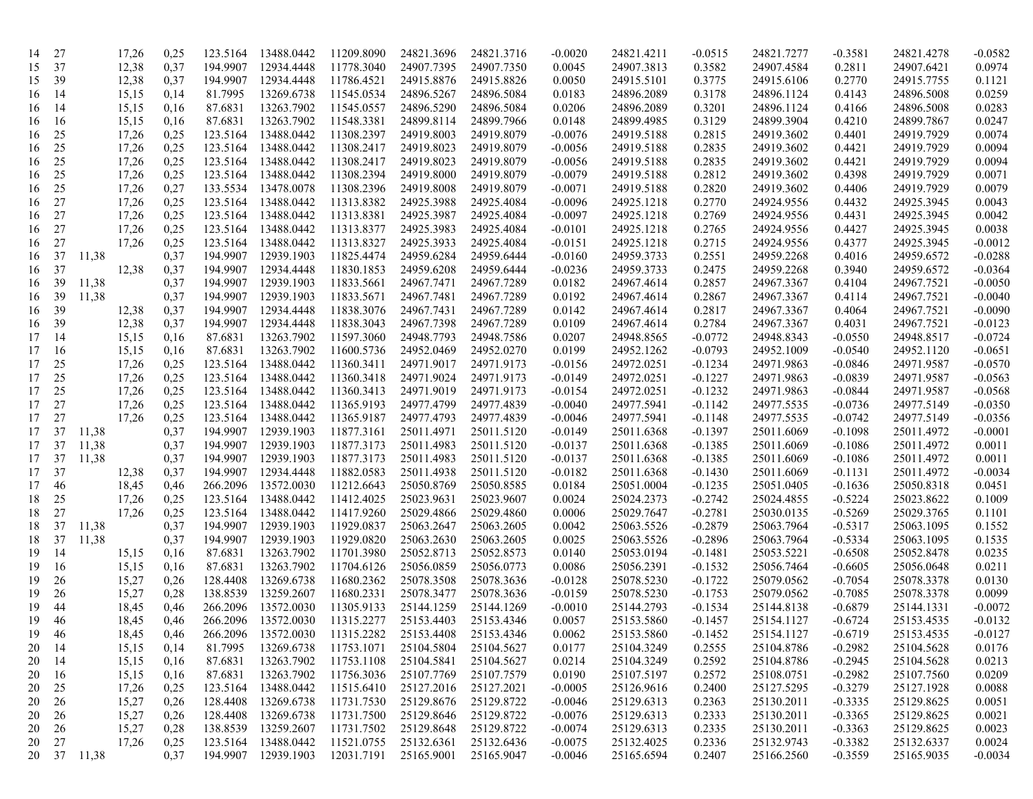| | | | | | | | | | | | | | | | | | |
|---|---|---|---|---|---|---|---|---|---|---|---|---|---|---|---|---|---|
| 14 | 27 | | 17,26 | 0,25 | 123.5164 | 13488.0442 | 11209.8090 | 24821.3696 | 24821.3716 | -0.0020 | 24821.4211 | -0.0515 | 24821.7277 | -0.3581 | 24821.4278 | -0.0582 |
| 15 | 37 | | 12,38 | 0,37 | 194.9907 | 12934.4448 | 11778.3040 | 24907.7395 | 24907.7350 | 0.0045 | 24907.3813 | 0.3582 | 24907.4584 | 0.2811 | 24907.6421 | 0.0974 |
| 15 | 39 | | 12,38 | 0,37 | 194.9907 | 12934.4448 | 11786.4521 | 24915.8876 | 24915.8826 | 0.0050 | 24915.5101 | 0.3775 | 24915.6106 | 0.2770 | 24915.7755 | 0.1121 |
| 16 | 14 | | 15,15 | 0,14 | 81.7995 | 13269.6738 | 11545.0534 | 24896.5267 | 24896.5084 | 0.0183 | 24896.2089 | 0.3178 | 24896.1124 | 0.4143 | 24896.5008 | 0.0259 |
| 16 | 14 | | 15,15 | 0,16 | 87.6831 | 13263.7902 | 11545.0557 | 24896.5290 | 24896.5084 | 0.0206 | 24896.2089 | 0.3201 | 24896.1124 | 0.4166 | 24896.5008 | 0.0283 |
| 16 | 16 | | 15,15 | 0,16 | 87.6831 | 13263.7902 | 11548.3381 | 24899.8114 | 24899.7966 | 0.0148 | 24899.4985 | 0.3129 | 24899.3904 | 0.4210 | 24899.7867 | 0.0247 |
| 16 | 25 | | 17,26 | 0,25 | 123.5164 | 13488.0442 | 11308.2397 | 24919.8003 | 24919.8079 | -0.0076 | 24919.5188 | 0.2815 | 24919.3602 | 0.4401 | 24919.7929 | 0.0074 |
| 16 | 25 | | 17,26 | 0,25 | 123.5164 | 13488.0442 | 11308.2417 | 24919.8023 | 24919.8079 | -0.0056 | 24919.5188 | 0.2835 | 24919.3602 | 0.4421 | 24919.7929 | 0.0094 |
| 16 | 25 | | 17,26 | 0,25 | 123.5164 | 13488.0442 | 11308.2417 | 24919.8023 | 24919.8079 | -0.0056 | 24919.5188 | 0.2835 | 24919.3602 | 0.4421 | 24919.7929 | 0.0094 |
| 16 | 25 | | 17,26 | 0,25 | 123.5164 | 13488.0442 | 11308.2394 | 24919.8000 | 24919.8079 | -0.0079 | 24919.5188 | 0.2812 | 24919.3602 | 0.4398 | 24919.7929 | 0.0071 |
| 16 | 25 | | 17,26 | 0,27 | 133.5534 | 13478.0078 | 11308.2396 | 24919.8008 | 24919.8079 | -0.0071 | 24919.5188 | 0.2820 | 24919.3602 | 0.4406 | 24919.7929 | 0.0079 |
| 16 | 27 | | 17,26 | 0,25 | 123.5164 | 13488.0442 | 11313.8382 | 24925.3988 | 24925.4084 | -0.0096 | 24925.1218 | 0.2770 | 24924.9556 | 0.4432 | 24925.3945 | 0.0043 |
| 16 | 27 | | 17,26 | 0,25 | 123.5164 | 13488.0442 | 11313.8381 | 24925.3987 | 24925.4084 | -0.0097 | 24925.1218 | 0.2769 | 24924.9556 | 0.4431 | 24925.3945 | 0.0042 |
| 16 | 27 | | 17,26 | 0,25 | 123.5164 | 13488.0442 | 11313.8377 | 24925.3983 | 24925.4084 | -0.0101 | 24925.1218 | 0.2765 | 24924.9556 | 0.4427 | 24925.3945 | 0.0038 |
| 16 | 27 | | 17,26 | 0,25 | 123.5164 | 13488.0442 | 11313.8327 | 24925.3933 | 24925.4084 | -0.0151 | 24925.1218 | 0.2715 | 24924.9556 | 0.4377 | 24925.3945 | -0.0012 |
| 16 | 37 | 11,38 | | 0,37 | 194.9907 | 12939.1903 | 11825.4474 | 24959.6284 | 24959.6444 | -0.0160 | 24959.3733 | 0.2551 | 24959.2268 | 0.4016 | 24959.6572 | -0.0288 |
| 16 | 37 | | 12,38 | 0,37 | 194.9907 | 12934.4448 | 11830.1853 | 24959.6208 | 24959.6444 | -0.0236 | 24959.3733 | 0.2475 | 24959.2268 | 0.3940 | 24959.6572 | -0.0364 |
| 16 | 39 | 11,38 | | 0,37 | 194.9907 | 12939.1903 | 11833.5661 | 24967.7471 | 24967.7289 | 0.0182 | 24967.4614 | 0.2857 | 24967.3367 | 0.4104 | 24967.7521 | -0.0050 |
| 16 | 39 | 11,38 | | 0,37 | 194.9907 | 12939.1903 | 11833.5671 | 24967.7481 | 24967.7289 | 0.0192 | 24967.4614 | 0.2867 | 24967.3367 | 0.4114 | 24967.7521 | -0.0040 |
| 16 | 39 | | 12,38 | 0,37 | 194.9907 | 12934.4448 | 11838.3076 | 24967.7431 | 24967.7289 | 0.0142 | 24967.4614 | 0.2817 | 24967.3367 | 0.4064 | 24967.7521 | -0.0090 |
| 16 | 39 | | 12,38 | 0,37 | 194.9907 | 12934.4448 | 11838.3043 | 24967.7398 | 24967.7289 | 0.0109 | 24967.4614 | 0.2784 | 24967.3367 | 0.4031 | 24967.7521 | -0.0123 |
| 17 | 14 | | 15,15 | 0,16 | 87.6831 | 13263.7902 | 11597.3060 | 24948.7793 | 24948.7586 | 0.0207 | 24948.8565 | -0.0772 | 24948.8343 | -0.0550 | 24948.8517 | -0.0724 |
| 17 | 16 | | 15,15 | 0,16 | 87.6831 | 13263.7902 | 11600.5736 | 24952.0469 | 24952.0270 | 0.0199 | 24952.1262 | -0.0793 | 24952.1009 | -0.0540 | 24952.1120 | -0.0651 |
| 17 | 25 | | 17,26 | 0,25 | 123.5164 | 13488.0442 | 11360.3411 | 24971.9017 | 24971.9173 | -0.0156 | 24972.0251 | -0.1234 | 24971.9863 | -0.0846 | 24971.9587 | -0.0570 |
| 17 | 25 | | 17,26 | 0,25 | 123.5164 | 13488.0442 | 11360.3418 | 24971.9024 | 24971.9173 | -0.0149 | 24972.0251 | -0.1227 | 24971.9863 | -0.0839 | 24971.9587 | -0.0563 |
| 17 | 25 | | 17,26 | 0,25 | 123.5164 | 13488.0442 | 11360.3413 | 24971.9019 | 24971.9173 | -0.0154 | 24972.0251 | -0.1232 | 24971.9863 | -0.0844 | 24971.9587 | -0.0568 |
| 17 | 27 | | 17,26 | 0,25 | 123.5164 | 13488.0442 | 11365.9193 | 24977.4799 | 24977.4839 | -0.0040 | 24977.5941 | -0.1142 | 24977.5535 | -0.0736 | 24977.5149 | -0.0350 |
| 17 | 27 | | 17,26 | 0,25 | 123.5164 | 13488.0442 | 11365.9187 | 24977.4793 | 24977.4839 | -0.0046 | 24977.5941 | -0.1148 | 24977.5535 | -0.0742 | 24977.5149 | -0.0356 |
| 17 | 37 | 11,38 | | 0,37 | 194.9907 | 12939.1903 | 11877.3161 | 25011.4971 | 25011.5120 | -0.0149 | 25011.6368 | -0.1397 | 25011.6069 | -0.1098 | 25011.4972 | -0.0001 |
| 17 | 37 | 11,38 | | 0,37 | 194.9907 | 12939.1903 | 11877.3173 | 25011.4983 | 25011.5120 | -0.0137 | 25011.6368 | -0.1385 | 25011.6069 | -0.1086 | 25011.4972 | 0.0011 |
| 17 | 37 | 11,38 | | 0,37 | 194.9907 | 12939.1903 | 11877.3173 | 25011.4983 | 25011.5120 | -0.0137 | 25011.6368 | -0.1385 | 25011.6069 | -0.1086 | 25011.4972 | 0.0011 |
| 17 | 37 | | 12,38 | 0,37 | 194.9907 | 12934.4448 | 11882.0583 | 25011.4938 | 25011.5120 | -0.0182 | 25011.6368 | -0.1430 | 25011.6069 | -0.1131 | 25011.4972 | -0.0034 |
| 17 | 46 | | 18,45 | 0,46 | 266.2096 | 13572.0030 | 11212.6643 | 25050.8769 | 25050.8585 | 0.0184 | 25051.0004 | -0.1235 | 25051.0405 | -0.1636 | 25050.8318 | 0.0451 |
| 18 | 25 | | 17,26 | 0,25 | 123.5164 | 13488.0442 | 11412.4025 | 25023.9631 | 25023.9607 | 0.0024 | 25024.2373 | -0.2742 | 25024.4855 | -0.5224 | 25023.8622 | 0.1009 |
| 18 | 27 | | 17,26 | 0,25 | 123.5164 | 13488.0442 | 11417.9260 | 25029.4866 | 25029.4860 | 0.0006 | 25029.7647 | -0.2781 | 25030.0135 | -0.5269 | 25029.3765 | 0.1101 |
| 18 | 37 | 11,38 | | 0,37 | 194.9907 | 12939.1903 | 11929.0837 | 25063.2647 | 25063.2605 | 0.0042 | 25063.5526 | -0.2879 | 25063.7964 | -0.5317 | 25063.1095 | 0.1552 |
| 18 | 37 | 11,38 | | 0,37 | 194.9907 | 12939.1903 | 11929.0820 | 25063.2630 | 25063.2605 | 0.0025 | 25063.5526 | -0.2896 | 25063.7964 | -0.5334 | 25063.1095 | 0.1535 |
| 19 | 14 | | 15,15 | 0,16 | 87.6831 | 13263.7902 | 11701.3980 | 25052.8713 | 25052.8573 | 0.0140 | 25053.0194 | -0.1481 | 25053.5221 | -0.6508 | 25052.8478 | 0.0235 |
| 19 | 16 | | 15,15 | 0,16 | 87.6831 | 13263.7902 | 11704.6126 | 25056.0859 | 25056.0773 | 0.0086 | 25056.2391 | -0.1532 | 25056.7464 | -0.6605 | 25056.0648 | 0.0211 |
| 19 | 26 | | 15,27 | 0,26 | 128.4408 | 13269.6738 | 11680.2362 | 25078.3508 | 25078.3636 | -0.0128 | 25078.5230 | -0.1722 | 25079.0562 | -0.7054 | 25078.3378 | 0.0130 |
| 19 | 26 | | 15,27 | 0,28 | 138.8539 | 13259.2607 | 11680.2331 | 25078.3477 | 25078.3636 | -0.0159 | 25078.5230 | -0.1753 | 25079.0562 | -0.7085 | 25078.3378 | 0.0099 |
| 19 | 44 | | 18,45 | 0,46 | 266.2096 | 13572.0030 | 11305.9133 | 25144.1259 | 25144.1269 | -0.0010 | 25144.2793 | -0.1534 | 25144.8138 | -0.6879 | 25144.1331 | -0.0072 |
| 19 | 46 | | 18,45 | 0,46 | 266.2096 | 13572.0030 | 11315.2277 | 25153.4403 | 25153.4346 | 0.0057 | 25153.5860 | -0.1457 | 25154.1127 | -0.6724 | 25153.4535 | -0.0132 |
| 19 | 46 | | 18,45 | 0,46 | 266.2096 | 13572.0030 | 11315.2282 | 25153.4408 | 25153.4346 | 0.0062 | 25153.5860 | -0.1452 | 25154.1127 | -0.6719 | 25153.4535 | -0.0127 |
| 20 | 14 | | 15,15 | 0,14 | 81.7995 | 13269.6738 | 11753.1071 | 25104.5804 | 25104.5627 | 0.0177 | 25104.3249 | 0.2555 | 25104.8786 | -0.2982 | 25104.5628 | 0.0176 |
| 20 | 14 | | 15,15 | 0,16 | 87.6831 | 13263.7902 | 11753.1108 | 25104.5841 | 25104.5627 | 0.0214 | 25104.3249 | 0.2592 | 25104.8786 | -0.2945 | 25104.5628 | 0.0213 |
| 20 | 16 | | 15,15 | 0,16 | 87.6831 | 13263.7902 | 11756.3036 | 25107.7769 | 25107.7579 | 0.0190 | 25107.5197 | 0.2572 | 25108.0751 | -0.2982 | 25107.7560 | 0.0209 |
| 20 | 25 | | 17,26 | 0,25 | 123.5164 | 13488.0442 | 11515.6410 | 25127.2016 | 25127.2021 | -0.0005 | 25126.9616 | 0.2400 | 25127.5295 | -0.3279 | 25127.1928 | 0.0088 |
| 20 | 26 | | 15,27 | 0,26 | 128.4408 | 13269.6738 | 11731.7530 | 25129.8676 | 25129.8722 | -0.0046 | 25129.6313 | 0.2363 | 25130.2011 | -0.3335 | 25129.8625 | 0.0051 |
| 20 | 26 | | 15,27 | 0,26 | 128.4408 | 13269.6738 | 11731.7500 | 25129.8646 | 25129.8722 | -0.0076 | 25129.6313 | 0.2333 | 25130.2011 | -0.3365 | 25129.8625 | 0.0021 |
| 20 | 26 | | 15,27 | 0,28 | 138.8539 | 13259.2607 | 11731.7502 | 25129.8648 | 25129.8722 | -0.0074 | 25129.6313 | 0.2335 | 25130.2011 | -0.3363 | 25129.8625 | 0.0023 |
| 20 | 27 | | 17,26 | 0,25 | 123.5164 | 13488.0442 | 11521.0755 | 25132.6361 | 25132.6436 | -0.0075 | 25132.4025 | 0.2336 | 25132.9743 | -0.3382 | 25132.6337 | 0.0024 |
| 20 | 37 | 11,38 | | 0,37 | 194.9907 | 12939.1903 | 12031.7191 | 25165.9001 | 25165.9047 | -0.0046 | 25165.6594 | 0.2407 | 25166.2560 | -0.3559 | 25165.9035 | -0.0034 |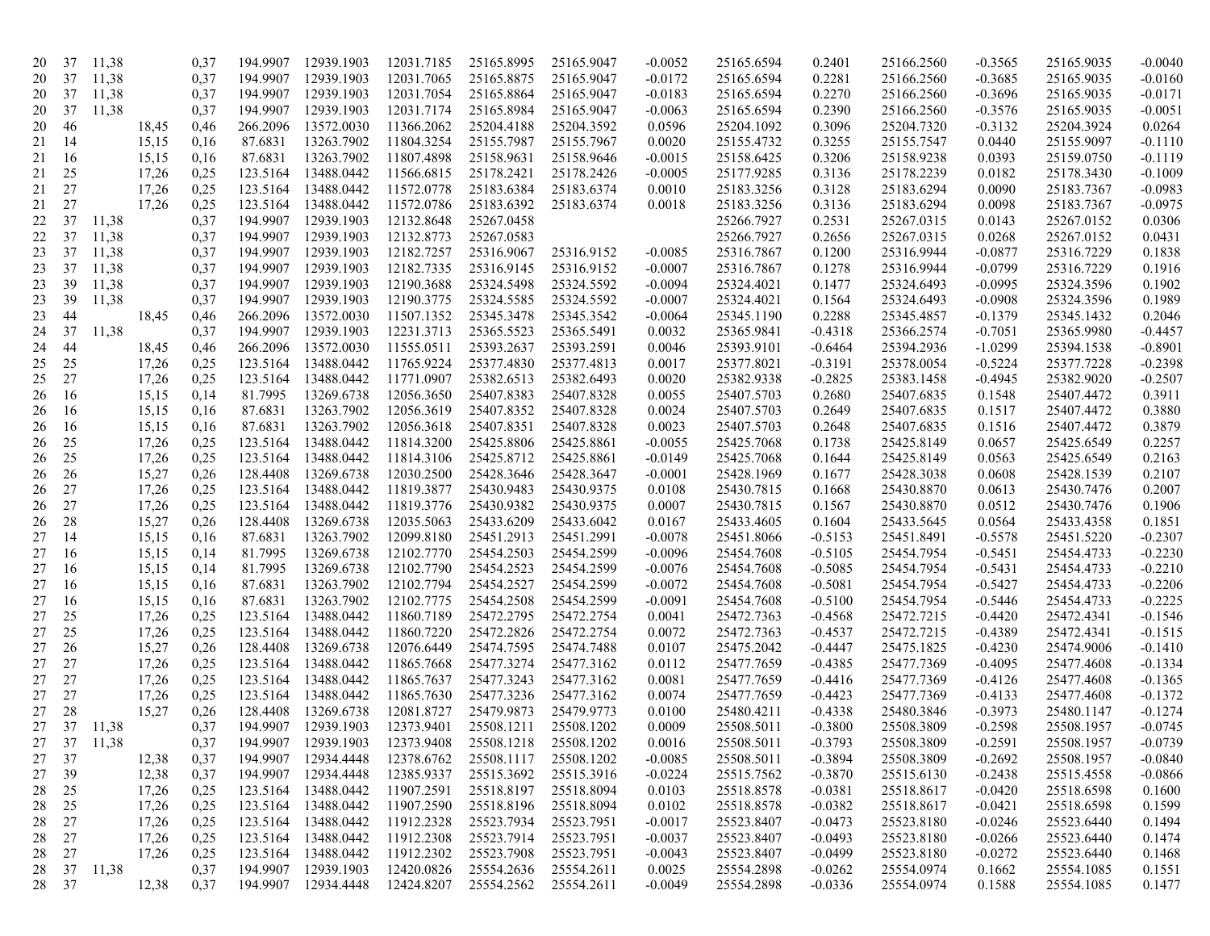| | | | | | | | | | | | | | | | | |
|---|---|---|---|---|---|---|---|---|---|---|---|---|---|---|---|---|
| 20 | 37 | 11,38 | | 0,37 | 194.9907 | 12939.1903 | 12031.7185 | 25165.8995 | 25165.9047 | -0.0052 | 25165.6594 | 0.2401 | 25166.2560 | -0.3565 | 25165.9035 | -0.0040 |
| 20 | 37 | 11,38 | | 0,37 | 194.9907 | 12939.1903 | 12031.7065 | 25165.8875 | 25165.9047 | -0.0172 | 25165.6594 | 0.2281 | 25166.2560 | -0.3685 | 25165.9035 | -0.0160 |
| 20 | 37 | 11,38 | | 0,37 | 194.9907 | 12939.1903 | 12031.7054 | 25165.8864 | 25165.9047 | -0.0183 | 25165.6594 | 0.2270 | 25166.2560 | -0.3696 | 25165.9035 | -0.0171 |
| 20 | 37 | 11,38 | | 0,37 | 194.9907 | 12939.1903 | 12031.7174 | 25165.8984 | 25165.9047 | -0.0063 | 25165.6594 | 0.2390 | 25166.2560 | -0.3576 | 25165.9035 | -0.0051 |
| 20 | 46 | | 18,45 | 0,46 | 266.2096 | 13572.0030 | 11366.2062 | 25204.4188 | 25204.3592 | 0.0596 | 25204.1092 | 0.3096 | 25204.7320 | -0.3132 | 25204.3924 | 0.0264 |
| 21 | 14 | | 15,15 | 0,16 | 87.6831 | 13263.7902 | 11804.3254 | 25155.7987 | 25155.7967 | 0.0020 | 25155.4732 | 0.3255 | 25155.7547 | 0.0440 | 25155.9097 | -0.1110 |
| 21 | 16 | | 15,15 | 0,16 | 87.6831 | 13263.7902 | 11807.4898 | 25158.9631 | 25158.9646 | -0.0015 | 25158.6425 | 0.3206 | 25158.9238 | 0.0393 | 25159.0750 | -0.1119 |
| 21 | 25 | | 17,26 | 0,25 | 123.5164 | 13488.0442 | 11566.6815 | 25178.2421 | 25178.2426 | -0.0005 | 25177.9285 | 0.3136 | 25178.2239 | 0.0182 | 25178.3430 | -0.1009 |
| 21 | 27 | | 17,26 | 0,25 | 123.5164 | 13488.0442 | 11572.0778 | 25183.6384 | 25183.6374 | 0.0010 | 25183.3256 | 0.3128 | 25183.6294 | 0.0090 | 25183.7367 | -0.0983 |
| 21 | 27 | | 17,26 | 0,25 | 123.5164 | 13488.0442 | 11572.0786 | 25183.6392 | 25183.6374 | 0.0018 | 25183.3256 | 0.3136 | 25183.6294 | 0.0098 | 25183.7367 | -0.0975 |
| 22 | 37 | 11,38 | | 0,37 | 194.9907 | 12939.1903 | 12132.8648 | 25267.0458 | | | 25266.7927 | 0.2531 | 25267.0315 | 0.0143 | 25267.0152 | 0.0306 |
| 22 | 37 | 11,38 | | 0,37 | 194.9907 | 12939.1903 | 12132.8773 | 25267.0583 | | | 25266.7927 | 0.2656 | 25267.0315 | 0.0268 | 25267.0152 | 0.0431 |
| 23 | 37 | 11,38 | | 0,37 | 194.9907 | 12939.1903 | 12182.7257 | 25316.9067 | 25316.9152 | -0.0085 | 25316.7867 | 0.1200 | 25316.9944 | -0.0877 | 25316.7229 | 0.1838 |
| 23 | 37 | 11,38 | | 0,37 | 194.9907 | 12939.1903 | 12182.7335 | 25316.9145 | 25316.9152 | -0.0007 | 25316.7867 | 0.1278 | 25316.9944 | -0.0799 | 25316.7229 | 0.1916 |
| 23 | 39 | 11,38 | | 0,37 | 194.9907 | 12939.1903 | 12190.3688 | 25324.5498 | 25324.5592 | -0.0094 | 25324.4021 | 0.1477 | 25324.6493 | -0.0995 | 25324.3596 | 0.1902 |
| 23 | 39 | 11,38 | | 0,37 | 194.9907 | 12939.1903 | 12190.3775 | 25324.5585 | 25324.5592 | -0.0007 | 25324.4021 | 0.1564 | 25324.6493 | -0.0908 | 25324.3596 | 0.1989 |
| 23 | 44 | | 18,45 | 0,46 | 266.2096 | 13572.0030 | 11507.1352 | 25345.3478 | 25345.3542 | -0.0064 | 25345.1190 | 0.2288 | 25345.4857 | -0.1379 | 25345.1432 | 0.2046 |
| 24 | 37 | 11,38 | | 0,37 | 194.9907 | 12939.1903 | 12231.3713 | 25365.5523 | 25365.5491 | 0.0032 | 25365.9841 | -0.4318 | 25366.2574 | -0.7051 | 25365.9980 | -0.4457 |
| 24 | 44 | | 18,45 | 0,46 | 266.2096 | 13572.0030 | 11555.0511 | 25393.2637 | 25393.2591 | 0.0046 | 25393.9101 | -0.6464 | 25394.2936 | -1.0299 | 25394.1538 | -0.8901 |
| 25 | 25 | | 17,26 | 0,25 | 123.5164 | 13488.0442 | 11765.9224 | 25377.4830 | 25377.4813 | 0.0017 | 25377.8021 | -0.3191 | 25378.0054 | -0.5224 | 25377.7228 | -0.2398 |
| 25 | 27 | | 17,26 | 0,25 | 123.5164 | 13488.0442 | 11771.0907 | 25382.6513 | 25382.6493 | 0.0020 | 25382.9338 | -0.2825 | 25383.1458 | -0.4945 | 25382.9020 | -0.2507 |
| 26 | 16 | | 15,15 | 0,14 | 81.7995 | 13269.6738 | 12056.3650 | 25407.8383 | 25407.8328 | 0.0055 | 25407.5703 | 0.2680 | 25407.6835 | 0.1548 | 25407.4472 | 0.3911 |
| 26 | 16 | | 15,15 | 0,16 | 87.6831 | 13263.7902 | 12056.3619 | 25407.8352 | 25407.8328 | 0.0024 | 25407.5703 | 0.2649 | 25407.6835 | 0.1517 | 25407.4472 | 0.3880 |
| 26 | 16 | | 15,15 | 0,16 | 87.6831 | 13263.7902 | 12056.3618 | 25407.8351 | 25407.8328 | 0.0023 | 25407.5703 | 0.2648 | 25407.6835 | 0.1516 | 25407.4472 | 0.3879 |
| 26 | 25 | | 17,26 | 0,25 | 123.5164 | 13488.0442 | 11814.3200 | 25425.8806 | 25425.8861 | -0.0055 | 25425.7068 | 0.1738 | 25425.8149 | 0.0657 | 25425.6549 | 0.2257 |
| 26 | 25 | | 17,26 | 0,25 | 123.5164 | 13488.0442 | 11814.3106 | 25425.8712 | 25425.8861 | -0.0149 | 25425.7068 | 0.1644 | 25425.8149 | 0.0563 | 25425.6549 | 0.2163 |
| 26 | 26 | | 15,27 | 0,26 | 128.4408 | 13269.6738 | 12030.2500 | 25428.3646 | 25428.3647 | -0.0001 | 25428.1969 | 0.1677 | 25428.3038 | 0.0608 | 25428.1539 | 0.2107 |
| 26 | 27 | | 17,26 | 0,25 | 123.5164 | 13488.0442 | 11819.3877 | 25430.9483 | 25430.9375 | 0.0108 | 25430.7815 | 0.1668 | 25430.8870 | 0.0613 | 25430.7476 | 0.2007 |
| 26 | 27 | | 17,26 | 0,25 | 123.5164 | 13488.0442 | 11819.3776 | 25430.9382 | 25430.9375 | 0.0007 | 25430.7815 | 0.1567 | 25430.8870 | 0.0512 | 25430.7476 | 0.1906 |
| 26 | 28 | | 15,27 | 0,26 | 128.4408 | 13269.6738 | 12035.5063 | 25433.6209 | 25433.6042 | 0.0167 | 25433.4605 | 0.1604 | 25433.5645 | 0.0564 | 25433.4358 | 0.1851 |
| 27 | 14 | | 15,15 | 0,16 | 87.6831 | 13263.7902 | 12099.8180 | 25451.2913 | 25451.2991 | -0.0078 | 25451.8066 | -0.5153 | 25451.8491 | -0.5578 | 25451.5220 | -0.2307 |
| 27 | 16 | | 15,15 | 0,14 | 81.7995 | 13269.6738 | 12102.7770 | 25454.2503 | 25454.2599 | -0.0096 | 25454.7608 | -0.5105 | 25454.7954 | -0.5451 | 25454.4733 | -0.2230 |
| 27 | 16 | | 15,15 | 0,14 | 81.7995 | 13269.6738 | 12102.7790 | 25454.2523 | 25454.2599 | -0.0076 | 25454.7608 | -0.5085 | 25454.7954 | -0.5431 | 25454.4733 | -0.2210 |
| 27 | 16 | | 15,15 | 0,16 | 87.6831 | 13263.7902 | 12102.7794 | 25454.2527 | 25454.2599 | -0.0072 | 25454.7608 | -0.5081 | 25454.7954 | -0.5427 | 25454.4733 | -0.2206 |
| 27 | 16 | | 15,15 | 0,16 | 87.6831 | 13263.7902 | 12102.7775 | 25454.2508 | 25454.2599 | -0.0091 | 25454.7608 | -0.5100 | 25454.7954 | -0.5446 | 25454.4733 | -0.2225 |
| 27 | 25 | | 17,26 | 0,25 | 123.5164 | 13488.0442 | 11860.7189 | 25472.2795 | 25472.2754 | 0.0041 | 25472.7363 | -0.4568 | 25472.7215 | -0.4420 | 25472.4341 | -0.1546 |
| 27 | 25 | | 17,26 | 0,25 | 123.5164 | 13488.0442 | 11860.7220 | 25472.2826 | 25472.2754 | 0.0072 | 25472.7363 | -0.4537 | 25472.7215 | -0.4389 | 25472.4341 | -0.1515 |
| 27 | 26 | | 15,27 | 0,26 | 128.4408 | 13269.6738 | 12076.6449 | 25474.7595 | 25474.7488 | 0.0107 | 25475.2042 | -0.4447 | 25475.1825 | -0.4230 | 25474.9006 | -0.1410 |
| 27 | 27 | | 17,26 | 0,25 | 123.5164 | 13488.0442 | 11865.7668 | 25477.3274 | 25477.3162 | 0.0112 | 25477.7659 | -0.4385 | 25477.7369 | -0.4095 | 25477.4608 | -0.1334 |
| 27 | 27 | | 17,26 | 0,25 | 123.5164 | 13488.0442 | 11865.7637 | 25477.3243 | 25477.3162 | 0.0081 | 25477.7659 | -0.4416 | 25477.7369 | -0.4126 | 25477.4608 | -0.1365 |
| 27 | 27 | | 17,26 | 0,25 | 123.5164 | 13488.0442 | 11865.7630 | 25477.3236 | 25477.3162 | 0.0074 | 25477.7659 | -0.4423 | 25477.7369 | -0.4133 | 25477.4608 | -0.1372 |
| 27 | 28 | | 15,27 | 0,26 | 128.4408 | 13269.6738 | 12081.8727 | 25479.9873 | 25479.9773 | 0.0100 | 25480.4211 | -0.4338 | 25480.3846 | -0.3973 | 25480.1147 | -0.1274 |
| 27 | 37 | 11,38 | | 0,37 | 194.9907 | 12939.1903 | 12373.9401 | 25508.1211 | 25508.1202 | 0.0009 | 25508.5011 | -0.3800 | 25508.3809 | -0.2598 | 25508.1957 | -0.0745 |
| 27 | 37 | 11,38 | | 0,37 | 194.9907 | 12939.1903 | 12373.9408 | 25508.1218 | 25508.1202 | 0.0016 | 25508.5011 | -0.3793 | 25508.3809 | -0.2591 | 25508.1957 | -0.0739 |
| 27 | 37 | | 12,38 | 0,37 | 194.9907 | 12934.4448 | 12378.6762 | 25508.1117 | 25508.1202 | -0.0085 | 25508.5011 | -0.3894 | 25508.3809 | -0.2692 | 25508.1957 | -0.0840 |
| 27 | 39 | | 12,38 | 0,37 | 194.9907 | 12934.4448 | 12385.9337 | 25515.3692 | 25515.3916 | -0.0224 | 25515.7562 | -0.3870 | 25515.6130 | -0.2438 | 25515.4558 | -0.0866 |
| 28 | 25 | | 17,26 | 0,25 | 123.5164 | 13488.0442 | 11907.2591 | 25518.8197 | 25518.8094 | 0.0103 | 25518.8578 | -0.0381 | 25518.8617 | -0.0420 | 25518.6598 | 0.1600 |
| 28 | 25 | | 17,26 | 0,25 | 123.5164 | 13488.0442 | 11907.2590 | 25518.8196 | 25518.8094 | 0.0102 | 25518.8578 | -0.0382 | 25518.8617 | -0.0421 | 25518.6598 | 0.1599 |
| 28 | 27 | | 17,26 | 0,25 | 123.5164 | 13488.0442 | 11912.2328 | 25523.7934 | 25523.7951 | -0.0017 | 25523.8407 | -0.0473 | 25523.8180 | -0.0246 | 25523.6440 | 0.1494 |
| 28 | 27 | | 17,26 | 0,25 | 123.5164 | 13488.0442 | 11912.2308 | 25523.7914 | 25523.7951 | -0.0037 | 25523.8407 | -0.0493 | 25523.8180 | -0.0266 | 25523.6440 | 0.1474 |
| 28 | 27 | | 17,26 | 0,25 | 123.5164 | 13488.0442 | 11912.2302 | 25523.7908 | 25523.7951 | -0.0043 | 25523.8407 | -0.0499 | 25523.8180 | -0.0272 | 25523.6440 | 0.1468 |
| 28 | 37 | 11,38 | | 0,37 | 194.9907 | 12939.1903 | 12420.0826 | 25554.2636 | 25554.2611 | 0.0025 | 25554.2898 | -0.0262 | 25554.0974 | 0.1662 | 25554.1085 | 0.1551 |
| 28 | 37 | | 12,38 | 0,37 | 194.9907 | 12934.4448 | 12424.8207 | 25554.2562 | 25554.2611 | -0.0049 | 25554.2898 | -0.0336 | 25554.0974 | 0.1588 | 25554.1085 | 0.1477 |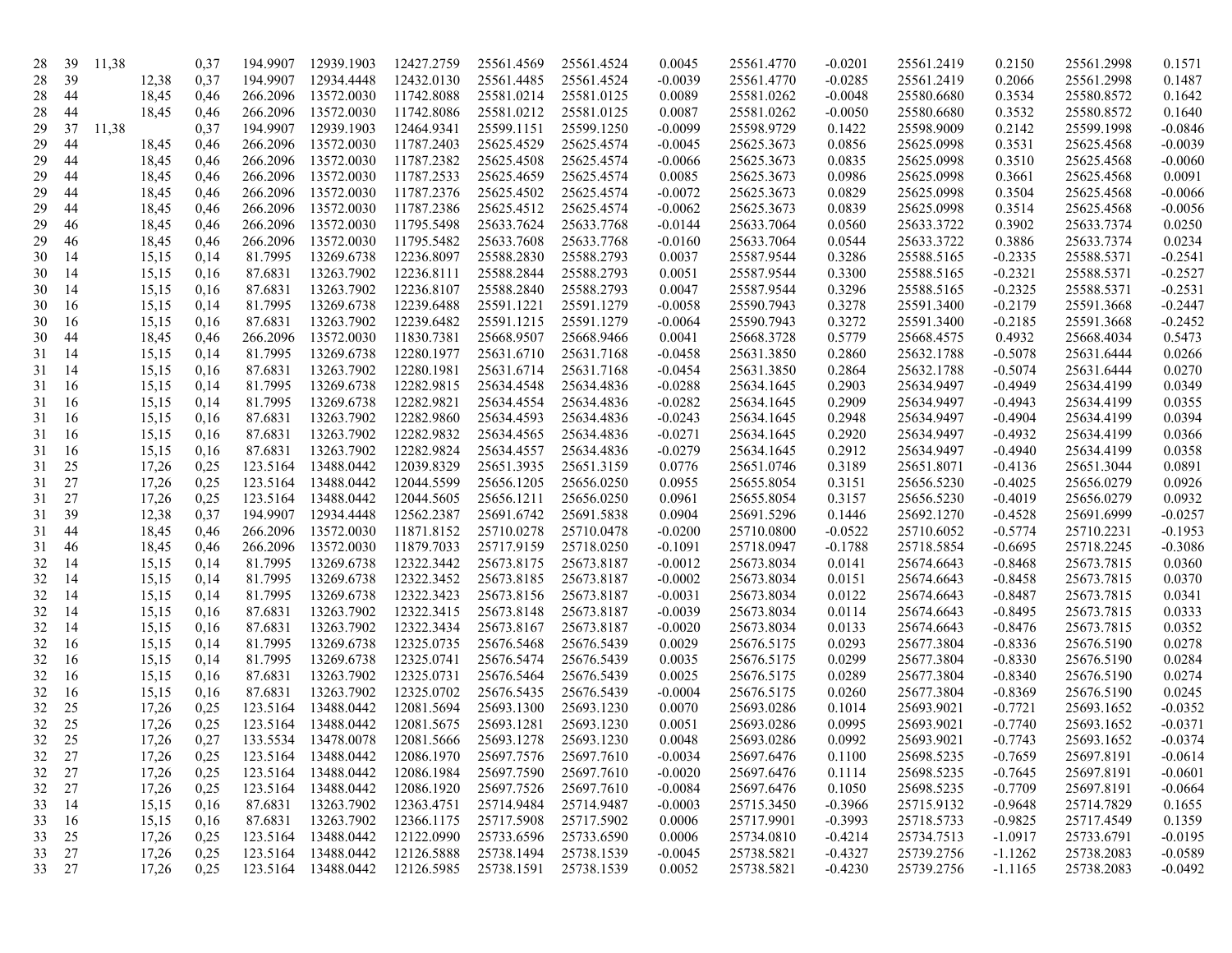| | | | | | | | | | | | | | | | | |
|---|---|---|---|---|---|---|---|---|---|---|---|---|---|---|---|---|
| 28 | 39 | 11,38 | | 0,37 | 194.9907 | 12939.1903 | 12427.2759 | 25561.4569 | 25561.4524 | 0.0045 | 25561.4770 | -0.0201 | 25561.2419 | 0.2150 | 25561.2998 | 0.1571 |
| 28 | 39 | | 12,38 | 0,37 | 194.9907 | 12934.4448 | 12432.0130 | 25561.4485 | 25561.4524 | -0.0039 | 25561.4770 | -0.0285 | 25561.2419 | 0.2066 | 25561.2998 | 0.1487 |
| 28 | 44 | | 18,45 | 0,46 | 266.2096 | 13572.0030 | 11742.8088 | 25581.0214 | 25581.0125 | 0.0089 | 25581.0262 | -0.0048 | 25580.6680 | 0.3534 | 25580.8572 | 0.1642 |
| 28 | 44 | | 18,45 | 0,46 | 266.2096 | 13572.0030 | 11742.8086 | 25581.0212 | 25581.0125 | 0.0087 | 25581.0262 | -0.0050 | 25580.6680 | 0.3532 | 25580.8572 | 0.1640 |
| 29 | 37 | 11,38 | | 0,37 | 194.9907 | 12939.1903 | 12464.9341 | 25599.1151 | 25599.1250 | -0.0099 | 25598.9729 | 0.1422 | 25598.9009 | 0.2142 | 25599.1998 | -0.0846 |
| 29 | 44 | | 18,45 | 0,46 | 266.2096 | 13572.0030 | 11787.2403 | 25625.4529 | 25625.4574 | -0.0045 | 25625.3673 | 0.0856 | 25625.0998 | 0.3531 | 25625.4568 | -0.0039 |
| 29 | 44 | | 18,45 | 0,46 | 266.2096 | 13572.0030 | 11787.2382 | 25625.4508 | 25625.4574 | -0.0066 | 25625.3673 | 0.0835 | 25625.0998 | 0.3510 | 25625.4568 | -0.0060 |
| 29 | 44 | | 18,45 | 0,46 | 266.2096 | 13572.0030 | 11787.2533 | 25625.4659 | 25625.4574 | 0.0085 | 25625.3673 | 0.0986 | 25625.0998 | 0.3661 | 25625.4568 | 0.0091 |
| 29 | 44 | | 18,45 | 0,46 | 266.2096 | 13572.0030 | 11787.2376 | 25625.4502 | 25625.4574 | -0.0072 | 25625.3673 | 0.0829 | 25625.0998 | 0.3504 | 25625.4568 | -0.0066 |
| 29 | 44 | | 18,45 | 0,46 | 266.2096 | 13572.0030 | 11787.2386 | 25625.4512 | 25625.4574 | -0.0062 | 25625.3673 | 0.0839 | 25625.0998 | 0.3514 | 25625.4568 | -0.0056 |
| 29 | 46 | | 18,45 | 0,46 | 266.2096 | 13572.0030 | 11795.5498 | 25633.7624 | 25633.7768 | -0.0144 | 25633.7064 | 0.0560 | 25633.3722 | 0.3902 | 25633.7374 | 0.0250 |
| 29 | 46 | | 18,45 | 0,46 | 266.2096 | 13572.0030 | 11795.5482 | 25633.7608 | 25633.7768 | -0.0160 | 25633.7064 | 0.0544 | 25633.3722 | 0.3886 | 25633.7374 | 0.0234 |
| 30 | 14 | | 15,15 | 0,14 | 81.7995 | 13269.6738 | 12236.8097 | 25588.2830 | 25588.2793 | 0.0037 | 25587.9544 | 0.3286 | 25588.5165 | -0.2335 | 25588.5371 | -0.2541 |
| 30 | 14 | | 15,15 | 0,16 | 87.6831 | 13263.7902 | 12236.8111 | 25588.2844 | 25588.2793 | 0.0051 | 25587.9544 | 0.3300 | 25588.5165 | -0.2321 | 25588.5371 | -0.2527 |
| 30 | 14 | | 15,15 | 0,16 | 87.6831 | 13263.7902 | 12236.8107 | 25588.2840 | 25588.2793 | 0.0047 | 25587.9544 | 0.3296 | 25588.5165 | -0.2325 | 25588.5371 | -0.2531 |
| 30 | 16 | | 15,15 | 0,14 | 81.7995 | 13269.6738 | 12239.6488 | 25591.1221 | 25591.1279 | -0.0058 | 25590.7943 | 0.3278 | 25591.3400 | -0.2179 | 25591.3668 | -0.2447 |
| 30 | 16 | | 15,15 | 0,16 | 87.6831 | 13263.7902 | 12239.6482 | 25591.1215 | 25591.1279 | -0.0064 | 25590.7943 | 0.3272 | 25591.3400 | -0.2185 | 25591.3668 | -0.2452 |
| 30 | 44 | | 18,45 | 0,46 | 266.2096 | 13572.0030 | 11830.7381 | 25668.9507 | 25668.9466 | 0.0041 | 25668.3728 | 0.5779 | 25668.4575 | 0.4932 | 25668.4034 | 0.5473 |
| 31 | 14 | | 15,15 | 0,14 | 81.7995 | 13269.6738 | 12280.1977 | 25631.6710 | 25631.7168 | -0.0458 | 25631.3850 | 0.2860 | 25632.1788 | -0.5078 | 25631.6444 | 0.0266 |
| 31 | 14 | | 15,15 | 0,16 | 87.6831 | 13263.7902 | 12280.1981 | 25631.6714 | 25631.7168 | -0.0454 | 25631.3850 | 0.2864 | 25632.1788 | -0.5074 | 25631.6444 | 0.0270 |
| 31 | 16 | | 15,15 | 0,14 | 81.7995 | 13269.6738 | 12282.9815 | 25634.4548 | 25634.4836 | -0.0288 | 25634.1645 | 0.2903 | 25634.9497 | -0.4949 | 25634.4199 | 0.0349 |
| 31 | 16 | | 15,15 | 0,14 | 81.7995 | 13269.6738 | 12282.9821 | 25634.4554 | 25634.4836 | -0.0282 | 25634.1645 | 0.2909 | 25634.9497 | -0.4943 | 25634.4199 | 0.0355 |
| 31 | 16 | | 15,15 | 0,16 | 87.6831 | 13263.7902 | 12282.9860 | 25634.4593 | 25634.4836 | -0.0243 | 25634.1645 | 0.2948 | 25634.9497 | -0.4904 | 25634.4199 | 0.0394 |
| 31 | 16 | | 15,15 | 0,16 | 87.6831 | 13263.7902 | 12282.9832 | 25634.4565 | 25634.4836 | -0.0271 | 25634.1645 | 0.2920 | 25634.9497 | -0.4932 | 25634.4199 | 0.0366 |
| 31 | 16 | | 15,15 | 0,16 | 87.6831 | 13263.7902 | 12282.9824 | 25634.4557 | 25634.4836 | -0.0279 | 25634.1645 | 0.2912 | 25634.9497 | -0.4940 | 25634.4199 | 0.0358 |
| 31 | 25 | | 17,26 | 0,25 | 123.5164 | 13488.0442 | 12039.8329 | 25651.3935 | 25651.3159 | 0.0776 | 25651.0746 | 0.3189 | 25651.8071 | -0.4136 | 25651.3044 | 0.0891 |
| 31 | 27 | | 17,26 | 0,25 | 123.5164 | 13488.0442 | 12044.5599 | 25656.1205 | 25656.0250 | 0.0955 | 25655.8054 | 0.3151 | 25656.5230 | -0.4025 | 25656.0279 | 0.0926 |
| 31 | 27 | | 17,26 | 0,25 | 123.5164 | 13488.0442 | 12044.5605 | 25656.1211 | 25656.0250 | 0.0961 | 25655.8054 | 0.3157 | 25656.5230 | -0.4019 | 25656.0279 | 0.0932 |
| 31 | 39 | | 12,38 | 0,37 | 194.9907 | 12934.4448 | 12562.2387 | 25691.6742 | 25691.5838 | 0.0904 | 25691.5296 | 0.1446 | 25692.1270 | -0.4528 | 25691.6999 | -0.0257 |
| 31 | 44 | | 18,45 | 0,46 | 266.2096 | 13572.0030 | 11871.8152 | 25710.0278 | 25710.0478 | -0.0200 | 25710.0800 | -0.0522 | 25710.6052 | -0.5774 | 25710.2231 | -0.1953 |
| 31 | 46 | | 18,45 | 0,46 | 266.2096 | 13572.0030 | 11879.7033 | 25717.9159 | 25718.0250 | -0.1091 | 25718.0947 | -0.1788 | 25718.5854 | -0.6695 | 25718.2245 | -0.3086 |
| 32 | 14 | | 15,15 | 0,14 | 81.7995 | 13269.6738 | 12322.3442 | 25673.8175 | 25673.8187 | -0.0012 | 25673.8034 | 0.0141 | 25674.6643 | -0.8468 | 25673.7815 | 0.0360 |
| 32 | 14 | | 15,15 | 0,14 | 81.7995 | 13269.6738 | 12322.3452 | 25673.8185 | 25673.8187 | -0.0002 | 25673.8034 | 0.0151 | 25674.6643 | -0.8458 | 25673.7815 | 0.0370 |
| 32 | 14 | | 15,15 | 0,14 | 81.7995 | 13269.6738 | 12322.3423 | 25673.8156 | 25673.8187 | -0.0031 | 25673.8034 | 0.0122 | 25674.6643 | -0.8487 | 25673.7815 | 0.0341 |
| 32 | 14 | | 15,15 | 0,16 | 87.6831 | 13263.7902 | 12322.3415 | 25673.8148 | 25673.8187 | -0.0039 | 25673.8034 | 0.0114 | 25674.6643 | -0.8495 | 25673.7815 | 0.0333 |
| 32 | 14 | | 15,15 | 0,16 | 87.6831 | 13263.7902 | 12322.3434 | 25673.8167 | 25673.8187 | -0.0020 | 25673.8034 | 0.0133 | 25674.6643 | -0.8476 | 25673.7815 | 0.0352 |
| 32 | 16 | | 15,15 | 0,14 | 81.7995 | 13269.6738 | 12325.0735 | 25676.5468 | 25676.5439 | 0.0029 | 25676.5175 | 0.0293 | 25677.3804 | -0.8336 | 25676.5190 | 0.0278 |
| 32 | 16 | | 15,15 | 0,14 | 81.7995 | 13269.6738 | 12325.0741 | 25676.5474 | 25676.5439 | 0.0035 | 25676.5175 | 0.0299 | 25677.3804 | -0.8330 | 25676.5190 | 0.0284 |
| 32 | 16 | | 15,15 | 0,16 | 87.6831 | 13263.7902 | 12325.0731 | 25676.5464 | 25676.5439 | 0.0025 | 25676.5175 | 0.0289 | 25677.3804 | -0.8340 | 25676.5190 | 0.0274 |
| 32 | 16 | | 15,15 | 0,16 | 87.6831 | 13263.7902 | 12325.0702 | 25676.5435 | 25676.5439 | -0.0004 | 25676.5175 | 0.0260 | 25677.3804 | -0.8369 | 25676.5190 | 0.0245 |
| 32 | 25 | | 17,26 | 0,25 | 123.5164 | 13488.0442 | 12081.5694 | 25693.1300 | 25693.1230 | 0.0070 | 25693.0286 | 0.1014 | 25693.9021 | -0.7721 | 25693.1652 | -0.0352 |
| 32 | 25 | | 17,26 | 0,25 | 123.5164 | 13488.0442 | 12081.5675 | 25693.1281 | 25693.1230 | 0.0051 | 25693.0286 | 0.0995 | 25693.9021 | -0.7740 | 25693.1652 | -0.0371 |
| 32 | 25 | | 17,26 | 0,27 | 133.5534 | 13478.0078 | 12081.5666 | 25693.1278 | 25693.1230 | 0.0048 | 25693.0286 | 0.0992 | 25693.9021 | -0.7743 | 25693.1652 | -0.0374 |
| 32 | 27 | | 17,26 | 0,25 | 123.5164 | 13488.0442 | 12086.1970 | 25697.7576 | 25697.7610 | -0.0034 | 25697.6476 | 0.1100 | 25698.5235 | -0.7659 | 25697.8191 | -0.0614 |
| 32 | 27 | | 17,26 | 0,25 | 123.5164 | 13488.0442 | 12086.1984 | 25697.7590 | 25697.7610 | -0.0020 | 25697.6476 | 0.1114 | 25698.5235 | -0.7645 | 25697.8191 | -0.0601 |
| 32 | 27 | | 17,26 | 0,25 | 123.5164 | 13488.0442 | 12086.1920 | 25697.7526 | 25697.7610 | -0.0084 | 25697.6476 | 0.1050 | 25698.5235 | -0.7709 | 25697.8191 | -0.0664 |
| 33 | 14 | | 15,15 | 0,16 | 87.6831 | 13263.7902 | 12363.4751 | 25714.9484 | 25714.9487 | -0.0003 | 25715.3450 | -0.3966 | 25715.9132 | -0.9648 | 25714.7829 | 0.1655 |
| 33 | 16 | | 15,15 | 0,16 | 87.6831 | 13263.7902 | 12366.1175 | 25717.5908 | 25717.5902 | 0.0006 | 25717.9901 | -0.3993 | 25718.5733 | -0.9825 | 25717.4549 | 0.1359 |
| 33 | 25 | | 17,26 | 0,25 | 123.5164 | 13488.0442 | 12122.0990 | 25733.6596 | 25733.6590 | 0.0006 | 25734.0810 | -0.4214 | 25734.7513 | -1.0917 | 25733.6791 | -0.0195 |
| 33 | 27 | | 17,26 | 0,25 | 123.5164 | 13488.0442 | 12126.5888 | 25738.1494 | 25738.1539 | -0.0045 | 25738.5821 | -0.4327 | 25739.2756 | -1.1262 | 25738.2083 | -0.0589 |
| 33 | 27 | | 17,26 | 0,25 | 123.5164 | 13488.0442 | 12126.5985 | 25738.1591 | 25738.1539 | 0.0052 | 25738.5821 | -0.4230 | 25739.2756 | -1.1165 | 25738.2083 | -0.0492 |